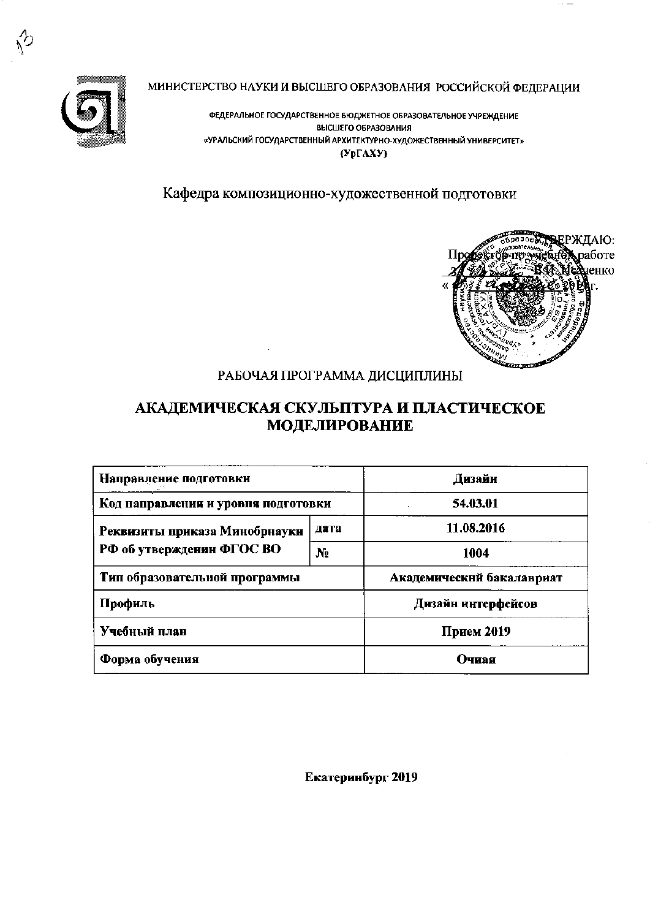МИНИСТЕРСТВО НАУКИ И ВЫСШЕГО ОБРАЗОВАНИЯ РОССИЙСКОЙ ФЕДЕРАЦИИ

ФЕДЕРАЛЬНОЕ ГОСУДАРСТВЕННОЕ БЮДЖЕТНОЕ ОБРАЗОВАТЕЛЬНОЕ УЧРЕЖДЕНИЕ
ВЫСШЕГО ОБРАЗОВАНИЯ
«УРАЛЬСКИЙ ГОСУДАРСТВЕННЫЙ АРХИТЕКТУРНО-ХУДОЖЕСТВЕННЫЙ УНИВЕРСИТЕТ»
(УрГАХУ)

Кафедра композиционно-художественной подготовки

УТВЕРЖДАЮ:
Проректор по учебной работе
В.И. Исаченко
« » 2019 г.

РАБОЧАЯ ПРОГРАММА ДИСЦИПЛИНЫ

# АКАДЕМИЧЕСКАЯ СКУЛЬПТУРА И ПЛАСТИЧЕСКОЕ МОДЕЛИРОВАНИЕ

| | | |
|---|---|---|
| **Направление подготовки** | | **Дизайн** |
| **Код направления и уровня подготовки** | | **54.03.01** |
| **Реквизиты приказа Минобрнауки РФ об утверждении ФГОС ВО** | **дата** | **11.08.2016** |
| | **№** | **1004** |
| **Тип образовательной программы** | | **Академический бакалавриат** |
| **Профиль** | | **Дизайн интерфейсов** |
| **Учебный план** | | **Прием 2019** |
| **Форма обучения** | | **Очная** |

**Екатеринбург 2019**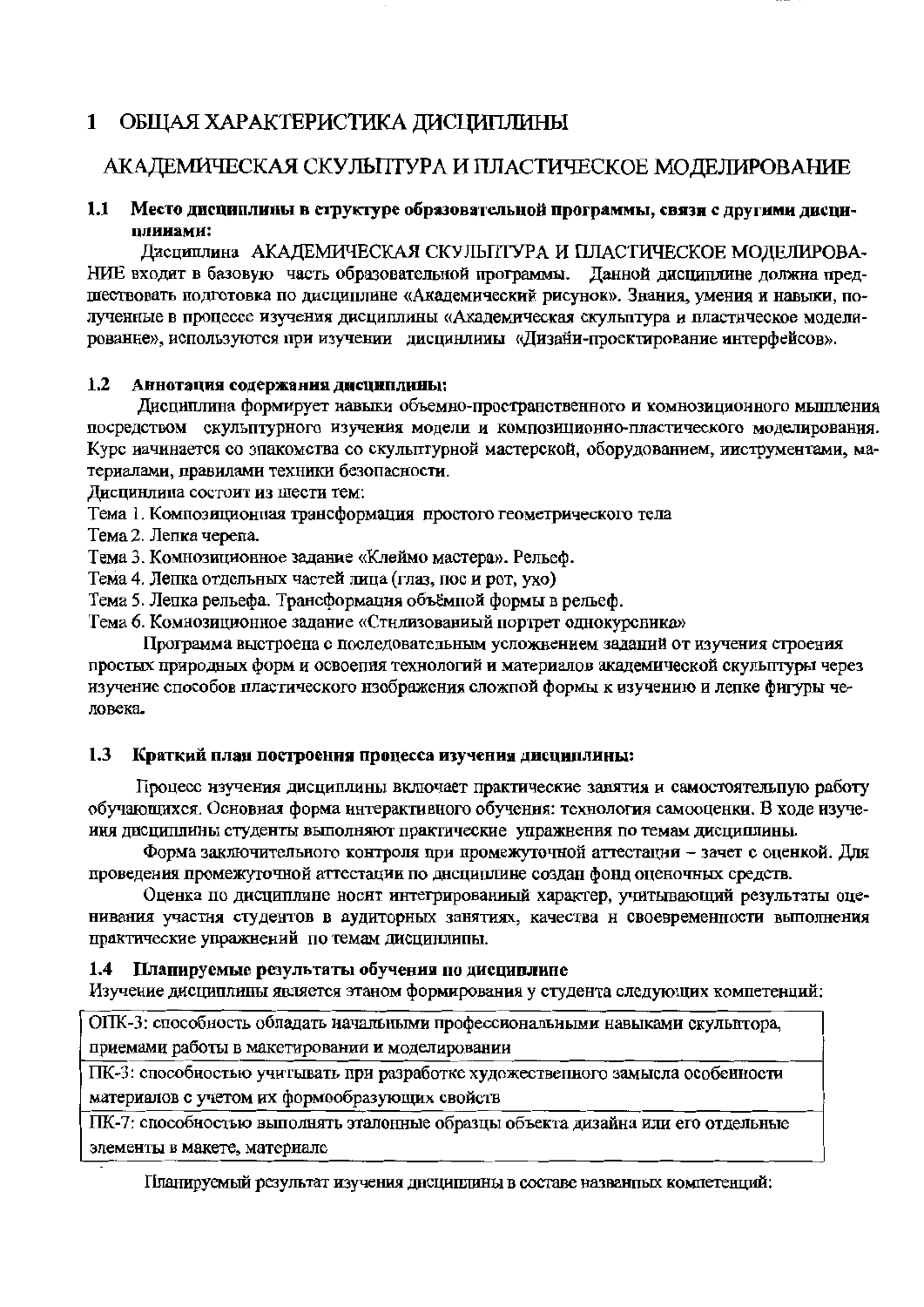# 1 ОБЩАЯ ХАРАКТЕРИСТИКА ДИСЦИПЛИНЫ

## АКАДЕМИЧЕСКАЯ СКУЛЬПТУРА И ПЛАСТИЧЕСКОЕ МОДЕЛИРОВАНИЕ

### 1.1 Место дисциплины в структуре образовательной программы, связи с другими дисциплинами:

Дисциплина АКАДЕМИЧЕСКАЯ СКУЛЬПТУРА И ПЛАСТИЧЕСКОЕ МОДЕЛИРОВАНИЕ входит в базовую часть образовательной программы. Данной дисциплине должна предшествовать подготовка по дисциплине «Академический рисунок». Знания, умения и навыки, полученные в процессе изучения дисциплины «Академическая скульптура и пластическое моделирование», используются при изучении дисциплины «Дизайн-проектирование интерфейсов».

### 1.2 Аннотация содержания дисциплины:

Дисциплина формирует навыки объемно-пространственного и композиционного мышления посредством скульптурного изучения модели и композиционно-пластического моделирования. Курс начинается со знакомства со скульптурной мастерской, оборудованием, инструментами, материалами, правилами техники безопасности.

Дисциплина состоит из шести тем:

Тема 1. Композиционная трансформация простого геометрического тела

Тема 2. Лепка черепа.

Тема 3. Композиционное задание «Клеймо мастера». Рельеф.

Тема 4. Лепка отдельных частей лица (глаз, нос и рот, ухо)

Тема 5. Лепка рельефа. Трансформация объёмной формы в рельеф.

Тема 6. Композиционное задание «Стилизованный портрет однокурсника»

Программа выстроена с последовательным усложнением заданий от изучения строения простых природных форм и освоения технологий и материалов академической скульптуры через изучение способов пластического изображения сложной формы к изучению и лепке фигуры человека.

### 1.3 Краткий план построения процесса изучения дисциплины:

Процесс изучения дисциплины включает практические занятия и самостоятельную работу обучающихся. Основная форма интерактивного обучения: технология самооценки. В ходе изучения дисциплины студенты выполняют практические упражнения по темам дисциплины.

Форма заключительного контроля при промежуточной аттестации – зачет с оценкой. Для проведения промежуточной аттестации по дисциплине создан фонд оценочных средств.

Оценка по дисциплине носит интегрированный характер, учитывающий результаты оценивания участия студентов в аудиторных занятиях, качества и своевременности выполнения практические упражнений по темам дисциплины.

### 1.4 Планируемые результаты обучения по дисциплине

Изучение дисциплины является этапом формирования у студента следующих компетенций:

| |
|---|
| ОПК-3: способность обладать начальными профессиональными навыками скульптора, приемами работы в макетировании и моделировании |
| ПК-3: способностью учитывать при разработке художественного замысла особенности материалов с учетом их формообразующих свойств |
| ПК-7: способностью выполнять эталонные образцы объекта дизайна или его отдельные элементы в макете, материале |

Планируемый результат изучения дисциплины в составе названных компетенций: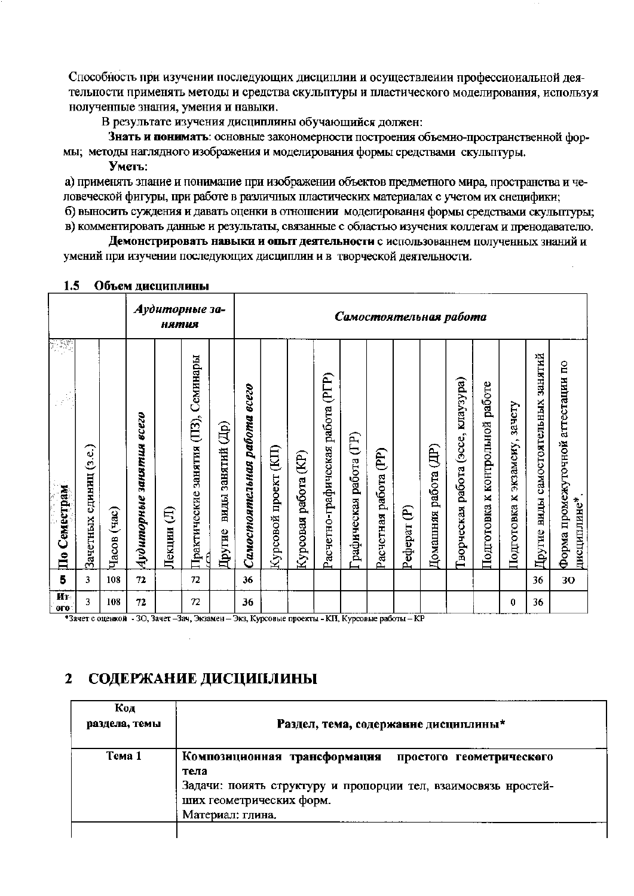Способность при изучении последующих дисциплин и осуществлении профессиональной деятельности применять методы и средства скульптуры и пластического моделирования, используя полученные знания, умения и навыки.

В результате изучения дисциплины обучающийся должен:

**Знать и понимать**: основные закономерности построения объемно-пространственной формы; методы наглядного изображения и моделирования формы средствами скульптуры.

**Уметь**:

а) применять знание и понимание при изображении объектов предметного мира, пространства и человеческой фигуры, при работе в различных пластических материалах с учетом их специфики;
б) выносить суждения и давать оценки в отношении моделирования формы средствами скульптуры;
в) комментировать данные и результаты, связанные с областью изучения коллегам и преподавателю.

**Демонстрировать навыки и опыт деятельности** с использованием полученных знаний и умений при изучении последующих дисциплин и в творческой деятельности.

### 1.5 Объем дисциплины

| | | | *Аудиторные занятия* | | | | *Самостоятельная работа* | | | | | | | | | | | | |
|---|---|---|---|---|---|---|---|---|---|---|---|---|---|---|---|---|---|---|---|
| **По Семестрам** | Зачетных единиц (з.е.) | Часов (час) | ***Аудиторные занятия всего*** | Лекции (Л) | Практические занятия (ПЗ), Семинары (С) | Другие виды занятий (Др) | ***Самостоятельная работа всего*** | Курсовой проект (КП) | Курсовая работа (КР) | Расчетно-графическая работа (РГР) | Графическая работа (ГР) | Расчетная работа (РР) | Реферат (Р) | Домашняя работа (ДР) | Творческая работа (эссе, клаузура) | Подготовка к контрольной работе | Подготовка к экзамену, зачету | Другие виды самостоятельных занятий | Форма промежуточной аттестации по дисциплине* |
| **5** | 3 | 108 | 72 | | 72 | | 36 | | | | | | | | | | | 36 | ЗО |
| **Итого** | 3 | 108 | 72 | | 72 | | 36 | | | | | | | | | | 0 | 36 | |

*Зачет с оценкой - ЗО, Зачет –Зач, Экзамен – Экз, Курсовые проекты - КП, Курсовые работы – КР

## 2 СОДЕРЖАНИЕ ДИСЦИПЛИНЫ

| Код раздела, темы | Раздел, тема, содержание дисциплины* |
|---|---|
| Тема 1 | **Композиционная трансформация простого геометрического тела**<br>Задачи: понять структуру и пропорции тел, взаимосвязь простейших геометрических форм.<br>Материал: глина. |
| | |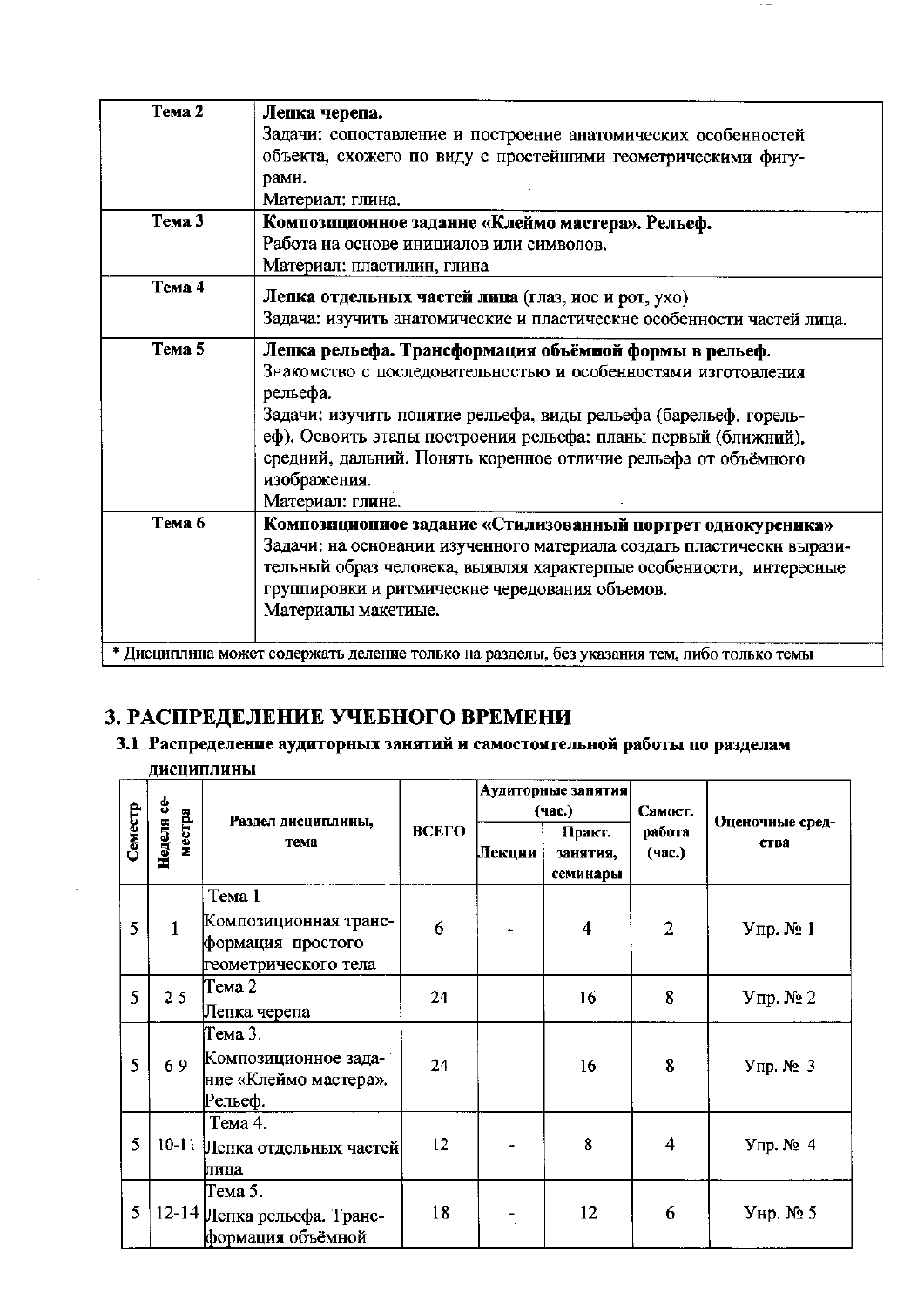| | |
|---|---|
| **Тема 2** | **Лепка черепа.**<br>Задачи: сопоставление и построение анатомических особенностей объекта, схожего по виду с простейшими геометрическими фигурами.<br>Материал: глина. |
| **Тема 3** | **Композиционное задание «Клеймо мастера». Рельеф.**<br>Работа на основе инициалов или символов.<br>Материал: пластилин, глина |
| **Тема 4** | **Лепка отдельных частей лица** (глаз, нос и рот, ухо)<br>Задача: изучить анатомические и пластические особенности частей лица. |
| **Тема 5** | **Лепка рельефа. Трансформация объёмной формы в рельеф.**<br>Знакомство с последовательностью и особенностями изготовления рельефа.<br>Задачи: изучить понятие рельефа, виды рельефа (барельеф, горельеф). Освоить этапы построения рельефа: планы первый (ближний), средний, дальний. Понять коренное отличие рельефа от объёмного изображения.<br>Материал: глина. |
| **Тема 6** | **Композиционное задание «Стилизованный портрет однокурсника»**<br>Задачи: на основании изученного материала создать пластически выразительный образ человека, выявляя характерные особенности, интересные группировки и ритмические чередования объемов.<br>Материалы макетные. |
| * Дисциплина может содержать деление только на разделы, без указания тем, либо только темы | |

# 3. РАСПРЕДЕЛЕНИЕ УЧЕБНОГО ВРЕМЕНИ

## 3.1 Распределение аудиторных занятий и самостоятельной работы по разделам дисциплины

| Семестр | Неделя семестра | Раздел дисциплины, тема | ВСЕГО | Аудиторные занятия (час.) | | Самост. работа (час.) | Оценочные средства |
|---|---|---|---|---|---|---|---|
| | | | | Лекции | Практ. занятия, семинары | | |
| 5 | 1 | Тема 1<br>Композиционная трансформация простого геометрического тела | 6 | - | 4 | 2 | Упр. № 1 |
| 5 | 2-5 | Тема 2<br>Лепка черепа | 24 | - | 16 | 8 | Упр. № 2 |
| 5 | 6-9 | Тема 3.<br>Композиционное задание «Клеймо мастера». Рельеф. | 24 | - | 16 | 8 | Упр. № 3 |
| 5 | 10-11 | Тема 4.<br>Лепка отдельных частей лица | 12 | - | 8 | 4 | Упр. № 4 |
| 5 | 12-14 | Тема 5.<br>Лепка рельефа. Трансформация объёмной | 18 | - | 12 | 6 | Упр. № 5 |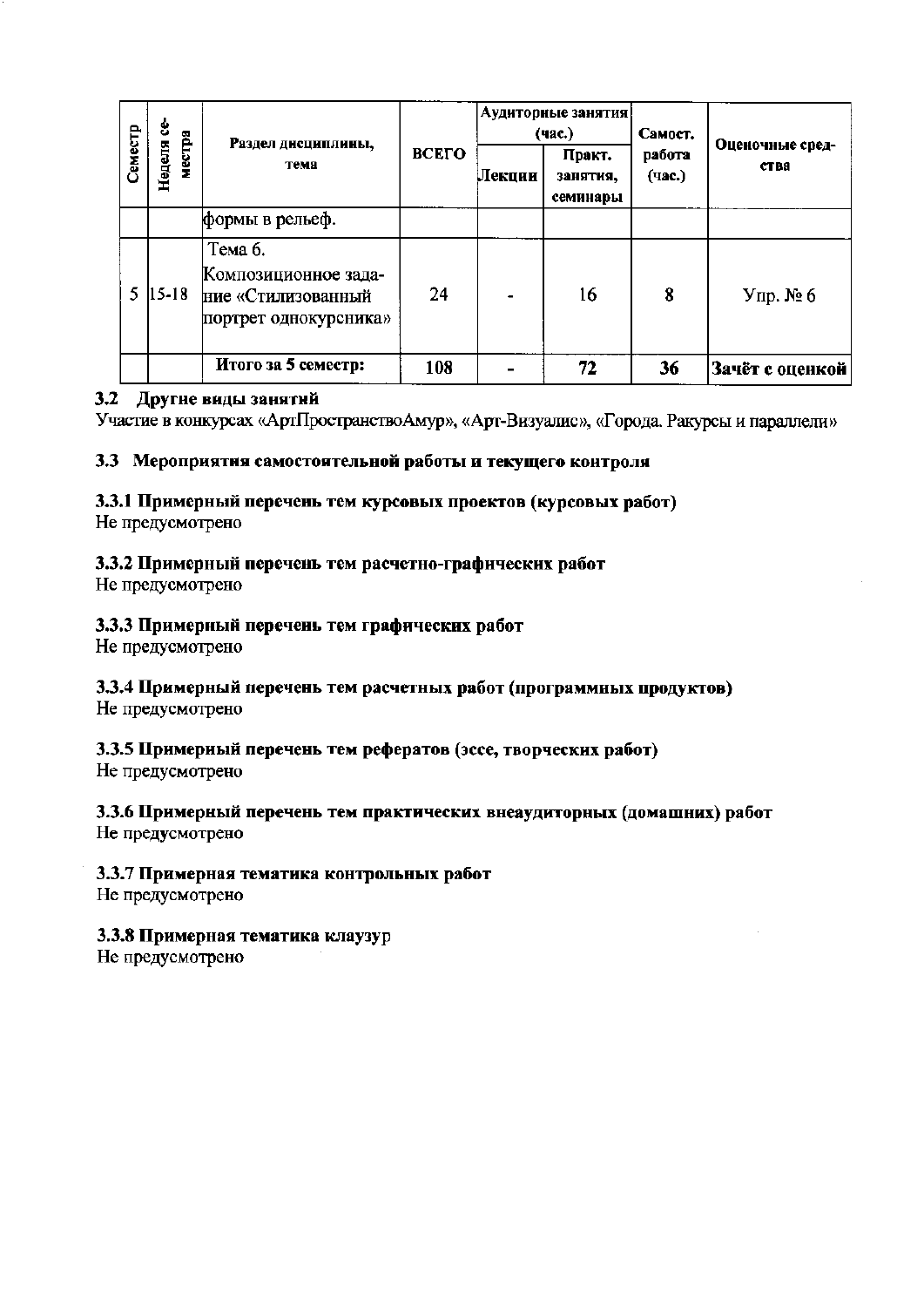| Семестр | Неделя семестра | Раздел дисциплины, тема | ВСЕГО | Аудиторные занятия (час.) | | Самост. работа (час.) | Оценочные средства |
|---|---|---|---|---|---|---|---|
| | | | | Лекции | Практ. занятия, семинары | | |
| | | формы в рельеф. | | | | | |
| 5 | 15-18 | Тема 6. Композиционное задание «Стилизованный портрет однокурсника» | 24 | - | 16 | 8 | Упр. № 6 |
| | | **Итого за 5 семестр:** | **108** | **-** | **72** | **36** | **Зачёт с оценкой** |

### 3.2 Другие виды занятий

Участие в конкурсах «АртПространствоАмур», «Арт-Визуалис», «Города. Ракурсы и параллели»

### 3.3 Мероприятия самостоятельной работы и текущего контроля

#### 3.3.1 Примерный перечень тем курсовых проектов (курсовых работ)

Не предусмотрено

#### 3.3.2 Примерный перечень тем расчетно-графических работ

Не предусмотрено

#### 3.3.3 Примерный перечень тем графических работ

Не предусмотрено

#### 3.3.4 Примерный перечень тем расчетных работ (программных продуктов)

Не предусмотрено

#### 3.3.5 Примерный перечень тем рефератов (эссе, творческих работ)

Не предусмотрено

#### 3.3.6 Примерный перечень тем практических внеаудиторных (домашних) работ

Не предусмотрено

#### 3.3.7 Примерная тематика контрольных работ

Не предусмотрено

#### 3.3.8 Примерная тематика клаузур

Не предусмотрено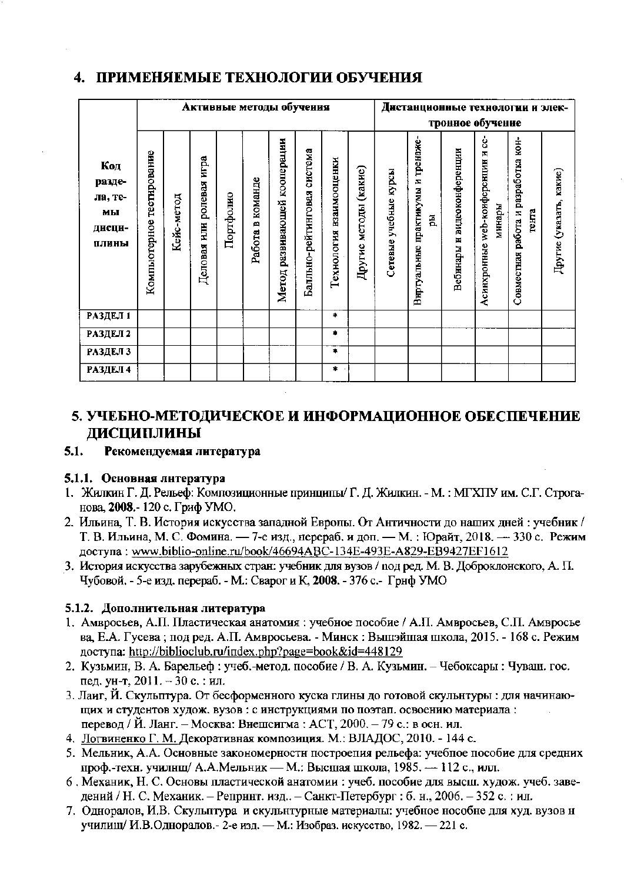## 4. ПРИМЕНЯЕМЫЕ ТЕХНОЛОГИИ ОБУЧЕНИЯ

| Код раздела, темы дисциплины | Активные методы обучения | | | | | | | | | Дистанционные технологии и электронное обучение | | | | | |
|---|---|---|---|---|---|---|---|---|---|---|---|---|---|---|---|
| | Компьютерное тестирование | Кейс-метод | Деловая или ролевая игра | Портфолио | Работа в команде | Метод развивающей кооперации | Балльно-рейтинговая система | Технология взаимооценки | Другие методы (какие) | Сетевые учебные курсы | Виртуальные практикумы и тренажеры | Вебинары и видеоконференции | Асинхронные web-конференции и семинары | Совместная работа и разработка контента | Другие (указать, какие) |
| РАЗДЕЛ 1 | | | | | | | | * | | | | | | | |
| РАЗДЕЛ 2 | | | | | | | | * | | | | | | | |
| РАЗДЕЛ 3 | | | | | | | | * | | | | | | | |
| РАЗДЕЛ 4 | | | | | | | | * | | | | | | | |

## 5. УЧЕБНО-МЕТОДИЧЕСКОЕ И ИНФОРМАЦИОННОЕ ОБЕСПЕЧЕНИЕ ДИСЦИПЛИНЫ

### 5.1. Рекомендуемая литература

#### 5.1.1. Основная литература

1. Жилкин Г. Д. Рельеф: Композиционные принципы/ Г. Д. Жилкин. - М. : МГХПУ им. С.Г. Строганова, **2008**.- 120 с. Гриф УМО.
2. Ильина, Т. В. История искусства западной Европы. От Античности до наших дней : учебник / Т. В. Ильина, М. С. Фомина. — 7-е изд., перераб. и доп. — М. : Юрайт, 2018. — 330 с. Режим доступа : www.biblio-online.ru/book/46694ABC-134E-493E-A829-EB9427EF1612
3. История искусства зарубежных стран: учебник для вузов / под ред. М. В. Доброклонского, А. П. Чубовой. - 5-е изд. перераб. - М.: Сварог и К, **2008**. - 376 с.- Гриф УМО

#### 5.1.2. Дополнительная литература

1. Амвросьев, А.П. Пластическая анатомия : учебное пособие / А.П. Амвросьев, С.П. Амвросьева, Е.А. Гусева ; под ред. А.П. Амвросьева. - Минск : Вышэйшая школа, 2015. - 168 с. Режим доступа: http://biblioclub.ru/index.php?page=book&id=448129
2. Кузьмин, В. А. Барельеф : учеб.-метод. пособие / В. А. Кузьмин. – Чебоксары : Чуваш. гос. пед. ун-т, 2011. – 30 с. : ил.
3. Ланг, Й. Скульптура. От бесформенного куска глины до готовой скульптуры : для начинающих и студентов худож. вузов : с инструкциями по поэтап. освоению материала : перевод / Й. Ланг. – Москва: Внешсигма : АСТ, 2000. – 79 с.: в осн. ил.
4. Логвиненко Г. М. Декоративная композиция. М.: ВЛАДОС, 2010. - 144 с.
5. Мельник, А.А. Основные закономерности построения рельефа: учебное пособие для средних проф.-техн. училищ/ А.А.Мельник — М.: Высшая школа, 1985. — 112 с., илл.
6. Механик, Н. С. Основы пластической анатомии : учеб. пособие для высш. худож. учеб. заведений / Н. С. Механик. – Репринт. изд.. – Санкт-Петербург : б. н., 2006. – 352 с. : ил.
7. Одноралов, И.В. Скульптура и скульптурные материалы: учебное пособие для худ. вузов и училищ/ И.В.Одноралов.- 2-е изд. — М.: Изобраз. искусство, 1982. — 221 с.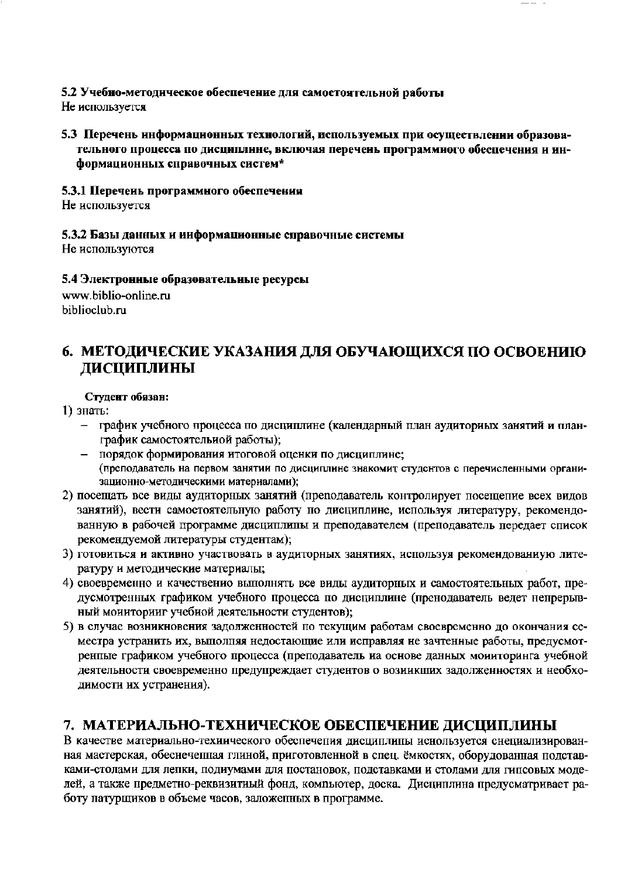**5.2 Учебно-методическое обеспечение для самостоятельной работы**
Не используется

**5.3 Перечень информационных технологий, используемых при осуществлении образовательного процесса по дисциплине, включая перечень программного обеспечения и информационных справочных систем***

**5.3.1 Перечень программного обеспечения**
Не используется

**5.3.2 Базы данных и информационные справочные системы**
Не используются

**5.4 Электронные образовательные ресурсы**
www.biblio-online.ru
biblioclub.ru

## 6. МЕТОДИЧЕСКИЕ УКАЗАНИЯ ДЛЯ ОБУЧАЮЩИХСЯ ПО ОСВОЕНИЮ ДИСЦИПЛИНЫ

**Студент обязан:**

1) знать:
   - график учебного процесса по дисциплине (календарный план аудиторных занятий и план-график самостоятельной работы);
   - порядок формирования итоговой оценки по дисциплине;
   (преподаватель на первом занятии по дисциплине знакомит студентов с перечисленными организационно-методическими материалами);
2) посещать все виды аудиторных занятий (преподаватель контролирует посещение всех видов занятий), вести самостоятельную работу по дисциплине, используя литературу, рекомендованную в рабочей программе дисциплины и преподавателем (преподаватель передает список рекомендуемой литературы студентам);
3) готовиться и активно участвовать в аудиторных занятиях, используя рекомендованную литературу и методические материалы;
4) своевременно и качественно выполнять все виды аудиторных и самостоятельных работ, предусмотренных графиком учебного процесса по дисциплине (преподаватель ведет непрерывный мониторинг учебной деятельности студентов);
5) в случае возникновения задолженностей по текущим работам своевременно до окончания семестра устранить их, выполняя недостающие или исправляя не зачтенные работы, предусмотренные графиком учебного процесса (преподаватель на основе данных мониторинга учебной деятельности своевременно предупреждает студентов о возникших задолженностях и необходимости их устранения).

## 7. МАТЕРИАЛЬНО-ТЕХНИЧЕСКОЕ ОБЕСПЕЧЕНИЕ ДИСЦИПЛИНЫ

В качестве материально-технического обеспечения дисциплины используется специализированная мастерская, обеспеченная глиной, приготовленной в спец. ёмкостях, оборудованная подставками-столами для лепки, подиумами для постановок, подставками и столами для гипсовых моделей, а также предметно-реквизитный фонд, компьютер, доска. Дисциплина предусматривает работу натурщиков в объеме часов, заложенных в программе.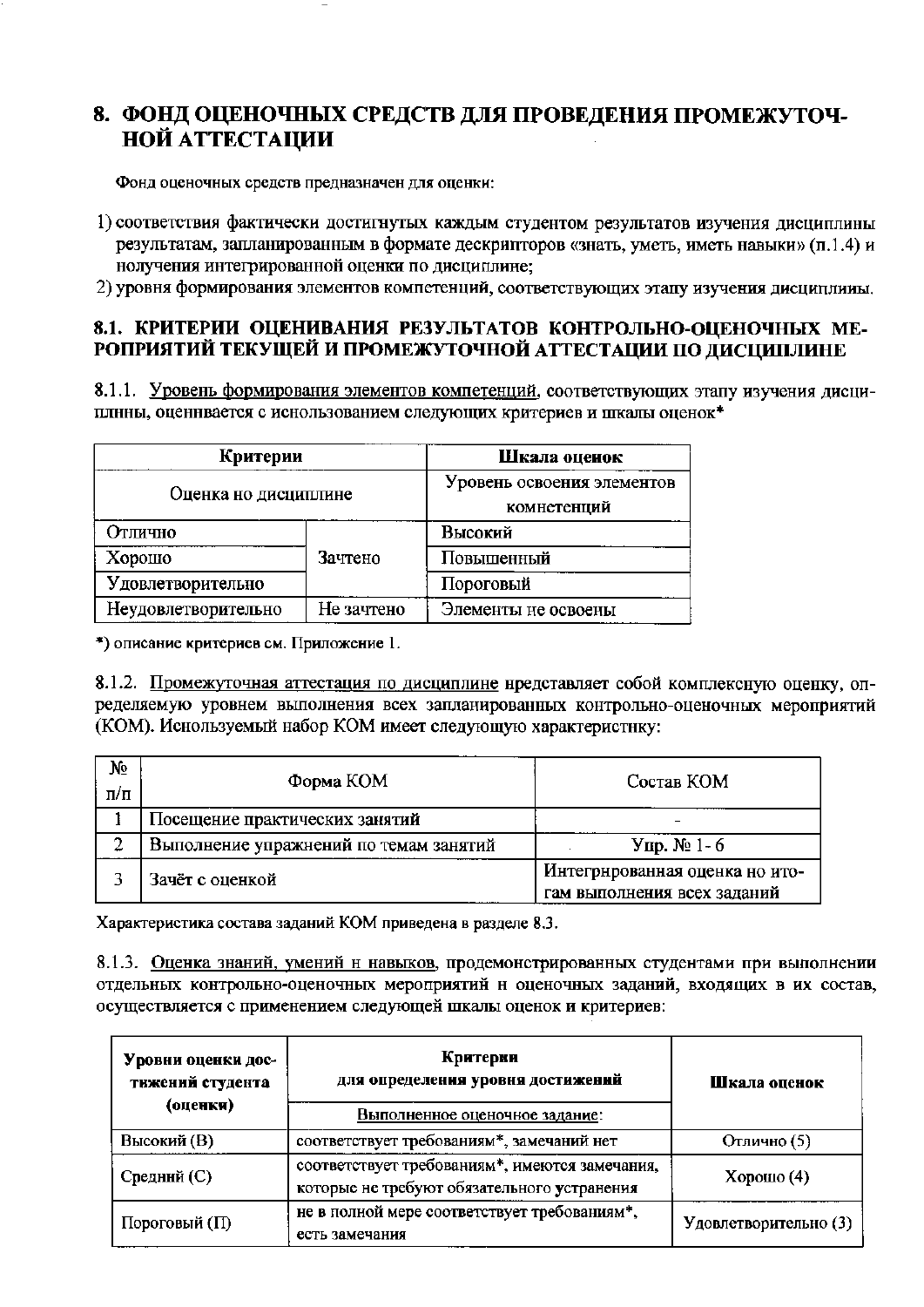# 8. ФОНД ОЦЕНОЧНЫХ СРЕДСТВ ДЛЯ ПРОВЕДЕНИЯ ПРОМЕЖУТОЧНОЙ АТТЕСТАЦИИ

Фонд оценочных средств предназначен для оценки:

1) соответствия фактически достигнутых каждым студентом результатов изучения дисциплины результатам, запланированным в формате дескрипторов «знать, уметь, иметь навыки» (п.1.4) и получения интегрированной оценки по дисциплине;
2) уровня формирования элементов компетенций, соответствующих этапу изучения дисциплины.

## 8.1. КРИТЕРИИ ОЦЕНИВАНИЯ РЕЗУЛЬТАТОВ КОНТРОЛЬНО-ОЦЕНОЧНЫХ МЕРОПРИЯТИЙ ТЕКУЩЕЙ И ПРОМЕЖУТОЧНОЙ АТТЕСТАЦИИ ПО ДИСЦИПЛИНЕ

8.1.1. Уровень формирования элементов компетенций, соответствующих этапу изучения дисциплины, оценивается с использованием следующих критериев и шкалы оценок*

| **Критерии** | | **Шкала оценок** |
|---|---|---|
| Оценка по дисциплине | | Уровень освоения элементов компетенций |
| Отлично | Зачтено | Высокий |
| Хорошо | | Повышенный |
| Удовлетворительно | | Пороговый |
| Неудовлетворительно | Не зачтено | Элементы не освоены |

*) описание критериев см. Приложение 1.

8.1.2. Промежуточная аттестация по дисциплине представляет собой комплексную оценку, определяемую уровнем выполнения всех запланированных контрольно-оценочных мероприятий (КОМ). Используемый набор КОМ имеет следующую характеристику:

| № п/п | Форма КОМ | Состав КОМ |
|---|---|---|
| 1 | Посещение практических занятий | - |
| 2 | Выполнение упражнений по темам занятий | Упр. № 1 - 6 |
| 3 | Зачёт с оценкой | Интегрированная оценка по итогам выполнения всех заданий |

Характеристика состава заданий КОМ приведена в разделе 8.3.

8.1.3. Оценка знаний, умений и навыков, продемонстрированных студентами при выполнении отдельных контрольно-оценочных мероприятий и оценочных заданий, входящих в их состав, осуществляется с применением следующей шкалы оценок и критериев:

| **Уровни оценки достижений студента (оценки)** | **Критерии для определения уровня достижений** | **Шкала оценок** |
|---|---|---|
| | Выполненное оценочное задание: | |
| Высокий (В) | соответствует требованиям*, замечаний нет | Отлично (5) |
| Средний (С) | соответствует требованиям*, имеются замечания, которые не требуют обязательного устранения | Хорошо (4) |
| Пороговый (П) | не в полной мере соответствует требованиям*, есть замечания | Удовлетворительно (3) |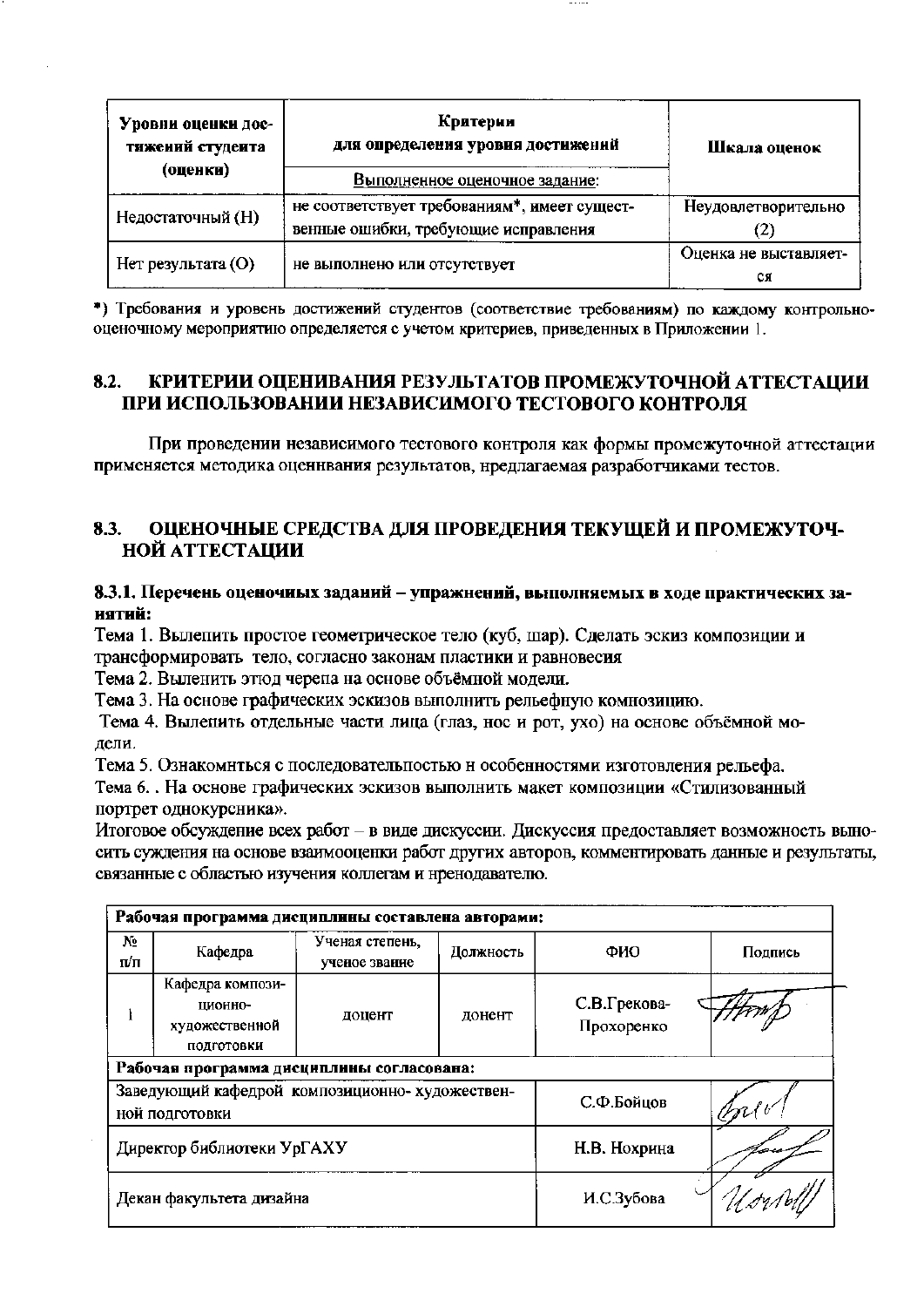| Уровни оценки достижений студента (оценки) | Критерии для определения уровня достижений | Шкала оценок |
|---|---|---|
| | Выполненное оценочное задание: | |
| Недостаточный (Н) | не соответствует требованиям*, имеет существенные ошибки, требующие исправления | Неудовлетворительно (2) |
| Нет результата (О) | не выполнено или отсутствует | Оценка не выставляется |

*) Требования и уровень достижений студентов (соответствие требованиям) по каждому контрольно-оценочному мероприятию определяется с учетом критериев, приведенных в Приложении 1.

## 8.2. КРИТЕРИИ ОЦЕНИВАНИЯ РЕЗУЛЬТАТОВ ПРОМЕЖУТОЧНОЙ АТТЕСТАЦИИ ПРИ ИСПОЛЬЗОВАНИИ НЕЗАВИСИМОГО ТЕСТОВОГО КОНТРОЛЯ

При проведении независимого тестового контроля как формы промежуточной аттестации применяется методика оценивания результатов, предлагаемая разработчиками тестов.

## 8.3. ОЦЕНОЧНЫЕ СРЕДСТВА ДЛЯ ПРОВЕДЕНИЯ ТЕКУЩЕЙ И ПРОМЕЖУТОЧНОЙ АТТЕСТАЦИИ

**8.3.1. Перечень оценочных заданий – упражнений, выполняемых в ходе практических занятий:**

Тема 1. Вылепить простое геометрическое тело (куб, шар). Сделать эскиз композиции и трансформировать тело, согласно законам пластики и равновесия

Тема 2. Вылепить этюд черепа на основе объёмной модели.

Тема 3. На основе графических эскизов выполнить рельефную композицию.

Тема 4. Вылепить отдельные части лица (глаз, нос и рот, ухо) на основе объёмной модели.

Тема 5. Ознакомиться с последовательностью и особенностями изготовления рельефа.

Тема 6. . На основе графических эскизов выполнить макет композиции «Стилизованный портрет однокурсника».

Итоговое обсуждение всех работ – в виде дискуссии. Дискуссия предоставляет возможность выносить суждения на основе взаимооценки работ других авторов, комментировать данные и результаты, связанные с областью изучения коллегам и преподавателю.

| Рабочая программа дисциплины составлена авторами: | | | | | |
|---|---|---|---|---|---|
| № п/п | Кафедра | Ученая степень, ученое звание | Должность | ФИО | Подпись |
| 1 | Кафедра композиционно-художественной подготовки | доцент | доцент | С.В.Грекова-Прохоренко | |
| **Рабочая программа дисциплины согласована:** | | | | | |
| Заведующий кафедрой композиционно- художественной подготовки | | | | С.Ф.Бойцов | |
| Директор библиотеки УрГАХУ | | | | Н.В. Нохрина | |
| Декан факультета дизайна | | | | И.С.Зубова | |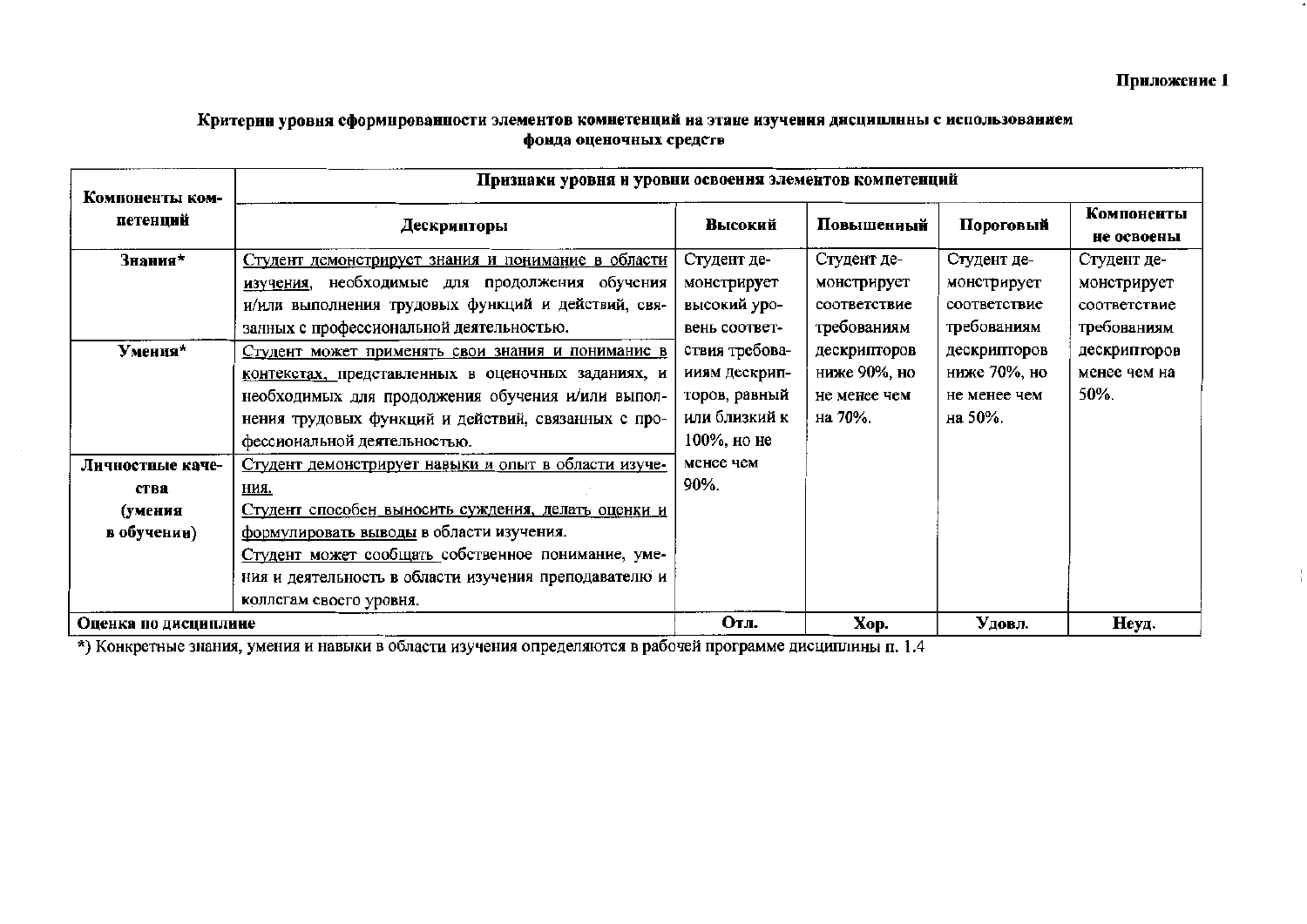**Приложение 1**

**Критерии уровня сформированности элементов компетенций на этапе изучения дисциплины с использованием фонда оценочных средств**

| Компоненты компетенций | Признаки уровня и уровни освоения элементов компетенций | | | | |
|---|---|---|---|---|---|
| | **Дескрипторы** | **Высокий** | **Повышенный** | **Пороговый** | **Компоненты не освоены** |
| **Знания*** | Студент демонстрирует знания и понимание в области изучения, необходимые для продолжения обучения и/или выполнения трудовых функций и действий, связанных с профессиональной деятельностью. | Студент демонстрирует высокий уровень соответствия требованиям дескрипторов, равный или близкий к 100%, но не менее чем 90%. | Студент демонстрирует соответствие требованиям дескрипторов ниже 90%, но не менее чем на 70%. | Студент демонстрирует соответствие требованиям дескрипторов ниже 70%, но не менее чем на 50%. | Студент демонстрирует соответствие требованиям дескрипторов менее чем на 50%. |
| **Умения*** | Студент может применять свои знания и понимание в контекстах, представленных в оценочных заданиях, и необходимых для продолжения обучения и/или выполнения трудовых функций и действий, связанных с профессиональной деятельностью. | | | | |
| **Личностные качества (умения в обучении)** | Студент демонстрирует навыки и опыт в области изучения. Студент способен выносить суждения, делать оценки и формулировать выводы в области изучения. Студент может сообщать собственное понимание, умения и деятельность в области изучения преподавателю и коллегам своего уровня. | | | | |
| **Оценка по дисциплине** | | **Отл.** | **Хор.** | **Удовл.** | **Неуд.** |

*) Конкретные знания, умения и навыки в области изучения определяются в рабочей программе дисциплины п. 1.4